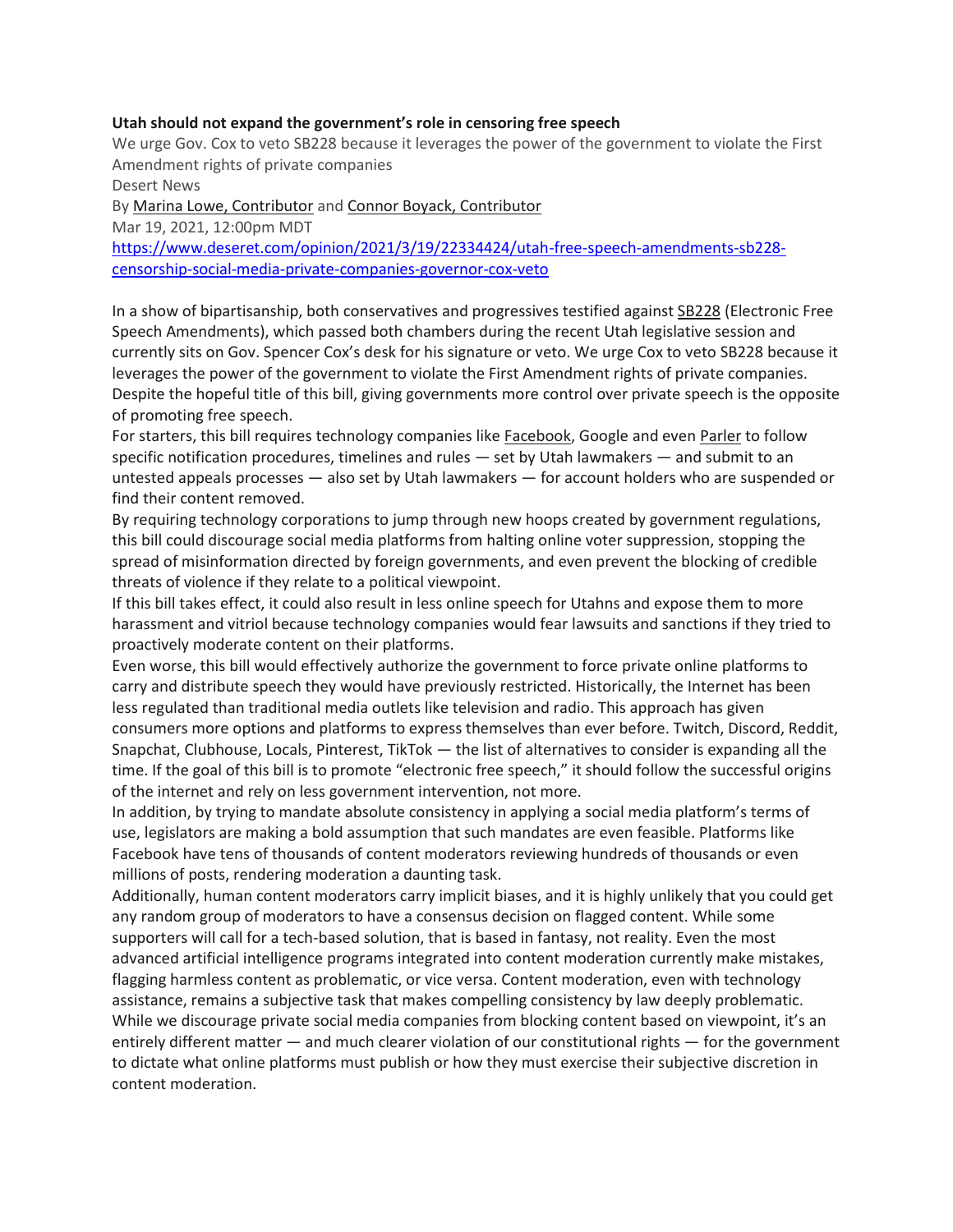**Utah should not expand the government's role in censoring free speech**

We urge Gov. Cox to veto SB228 because it leverages the power of the government to violate the First Amendment rights of private companies

Desert News

By [Marina Lowe, Contributor] and [Connor Boyack, Contributor]

Mar 19, 2021, 12:00pm MDT

https://www.deseret.com/opinion/2021/3/19/22334424/utah-free-speech-amendments-sb228-censorship-social-media-private-companies-governor-cox-veto

In a show of bipartisanship, both conservatives and progressives testified against SB228 (Electronic Free Speech Amendments), which passed both chambers during the recent Utah legislative session and currently sits on Gov. Spencer Cox's desk for his signature or veto. We urge Cox to veto SB228 because it leverages the power of the government to violate the First Amendment rights of private companies. Despite the hopeful title of this bill, giving governments more control over private speech is the opposite of promoting free speech.

For starters, this bill requires technology companies like Facebook, Google and even Parler to follow specific notification procedures, timelines and rules — set by Utah lawmakers — and submit to an untested appeals processes — also set by Utah lawmakers — for account holders who are suspended or find their content removed.

By requiring technology corporations to jump through new hoops created by government regulations, this bill could discourage social media platforms from halting online voter suppression, stopping the spread of misinformation directed by foreign governments, and even prevent the blocking of credible threats of violence if they relate to a political viewpoint.

If this bill takes effect, it could also result in less online speech for Utahns and expose them to more harassment and vitriol because technology companies would fear lawsuits and sanctions if they tried to proactively moderate content on their platforms.

Even worse, this bill would effectively authorize the government to force private online platforms to carry and distribute speech they would have previously restricted. Historically, the Internet has been less regulated than traditional media outlets like television and radio. This approach has given consumers more options and platforms to express themselves than ever before. Twitch, Discord, Reddit, Snapchat, Clubhouse, Locals, Pinterest, TikTok — the list of alternatives to consider is expanding all the time. If the goal of this bill is to promote "electronic free speech," it should follow the successful origins of the internet and rely on less government intervention, not more.

In addition, by trying to mandate absolute consistency in applying a social media platform's terms of use, legislators are making a bold assumption that such mandates are even feasible. Platforms like Facebook have tens of thousands of content moderators reviewing hundreds of thousands or even millions of posts, rendering moderation a daunting task.

Additionally, human content moderators carry implicit biases, and it is highly unlikely that you could get any random group of moderators to have a consensus decision on flagged content. While some supporters will call for a tech-based solution, that is based in fantasy, not reality. Even the most advanced artificial intelligence programs integrated into content moderation currently make mistakes, flagging harmless content as problematic, or vice versa. Content moderation, even with technology assistance, remains a subjective task that makes compelling consistency by law deeply problematic.

While we discourage private social media companies from blocking content based on viewpoint, it's an entirely different matter — and much clearer violation of our constitutional rights — for the government to dictate what online platforms must publish or how they must exercise their subjective discretion in content moderation.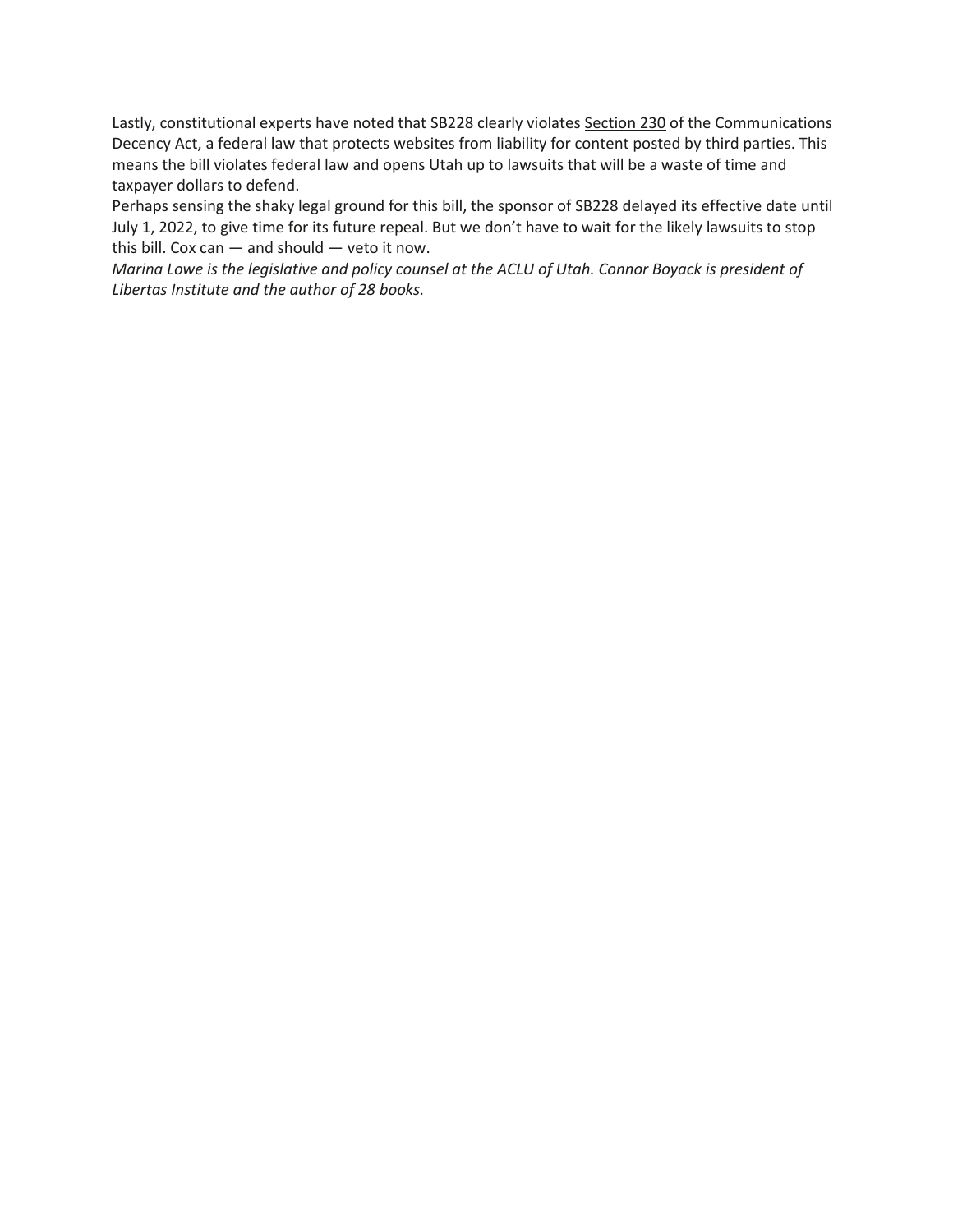Lastly, constitutional experts have noted that SB228 clearly violates Section 230 of the Communications Decency Act, a federal law that protects websites from liability for content posted by third parties. This means the bill violates federal law and opens Utah up to lawsuits that will be a waste of time and taxpayer dollars to defend.

Perhaps sensing the shaky legal ground for this bill, the sponsor of SB228 delayed its effective date until July 1, 2022, to give time for its future repeal. But we don't have to wait for the likely lawsuits to stop this bill. Cox can — and should — veto it now.

*Marina Lowe is the legislative and policy counsel at the ACLU of Utah. Connor Boyack is president of Libertas Institute and the author of 28 books.*